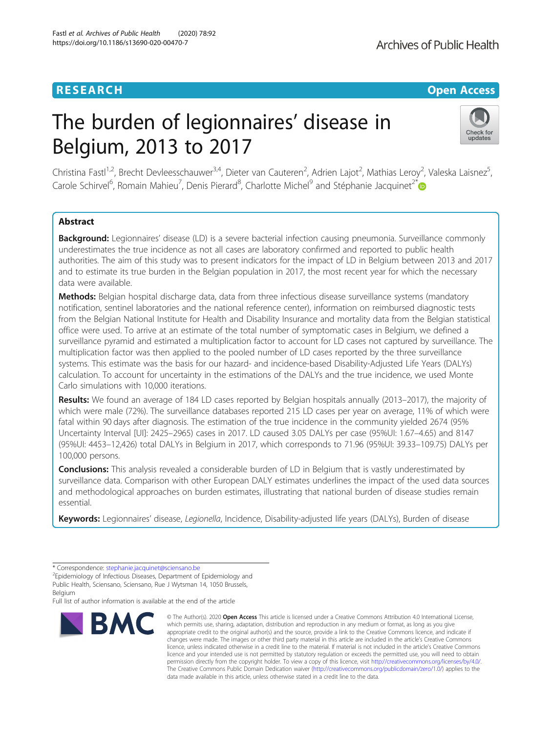RESEARCH

Open Access

# The burden of legionnaires' disease in Belgium, 2013 to 2017

Christina Fastl[1,2], Brecht Devleesschauwer[3,4], Dieter van Cauteren[2], Adrien Lajot[2], Mathias Leroy[2], Valeska Laisnez[5], Carole Schirvel[6], Romain Mahieu[7], Denis Pierard[8], Charlotte Michel[9] and Stéphanie Jacquinet[2*]

## Abstract

**Background:** Legionnaires' disease (LD) is a severe bacterial infection causing pneumonia. Surveillance commonly underestimates the true incidence as not all cases are laboratory confirmed and reported to public health authorities. The aim of this study was to present indicators for the impact of LD in Belgium between 2013 and 2017 and to estimate its true burden in the Belgian population in 2017, the most recent year for which the necessary data were available.

**Methods:** Belgian hospital discharge data, data from three infectious disease surveillance systems (mandatory notification, sentinel laboratories and the national reference center), information on reimbursed diagnostic tests from the Belgian National Institute for Health and Disability Insurance and mortality data from the Belgian statistical office were used. To arrive at an estimate of the total number of symptomatic cases in Belgium, we defined a surveillance pyramid and estimated a multiplication factor to account for LD cases not captured by surveillance. The multiplication factor was then applied to the pooled number of LD cases reported by the three surveillance systems. This estimate was the basis for our hazard- and incidence-based Disability-Adjusted Life Years (DALYs) calculation. To account for uncertainty in the estimations of the DALYs and the true incidence, we used Monte Carlo simulations with 10,000 iterations.

**Results:** We found an average of 184 LD cases reported by Belgian hospitals annually (2013–2017), the majority of which were male (72%). The surveillance databases reported 215 LD cases per year on average, 11% of which were fatal within 90 days after diagnosis. The estimation of the true incidence in the community yielded 2674 (95% Uncertainty Interval [UI]: 2425–2965) cases in 2017. LD caused 3.05 DALYs per case (95%UI: 1.67–4.65) and 8147 (95%UI: 4453–12,426) total DALYs in Belgium in 2017, which corresponds to 71.96 (95%UI: 39.33–109.75) DALYs per 100,000 persons.

**Conclusions:** This analysis revealed a considerable burden of LD in Belgium that is vastly underestimated by surveillance data. Comparison with other European DALY estimates underlines the impact of the used data sources and methodological approaches on burden estimates, illustrating that national burden of disease studies remain essential.

**Keywords:** Legionnaires' disease, *Legionella*, Incidence, Disability-adjusted life years (DALYs), Burden of disease

---

\* Correspondence: stephanie.jacquinet@sciensano.be
[2]Epidemiology of Infectious Diseases, Department of Epidemiology and Public Health, Sciensano, Sciensano, Rue J Wytsman 14, 1050 Brussels, Belgium
Full list of author information is available at the end of the article

© The Author(s). 2020 **Open Access** This article is licensed under a Creative Commons Attribution 4.0 International License, which permits use, sharing, adaptation, distribution and reproduction in any medium or format, as long as you give appropriate credit to the original author(s) and the source, provide a link to the Creative Commons licence, and indicate if changes were made. The images or other third party material in this article are included in the article's Creative Commons licence, unless indicated otherwise in a credit line to the material. If material is not included in the article's Creative Commons licence and your intended use is not permitted by statutory regulation or exceeds the permitted use, you will need to obtain permission directly from the copyright holder. To view a copy of this licence, visit http://creativecommons.org/licenses/by/4.0/. The Creative Commons Public Domain Dedication waiver (http://creativecommons.org/publicdomain/zero/1.0/) applies to the data made available in this article, unless otherwise stated in a credit line to the data.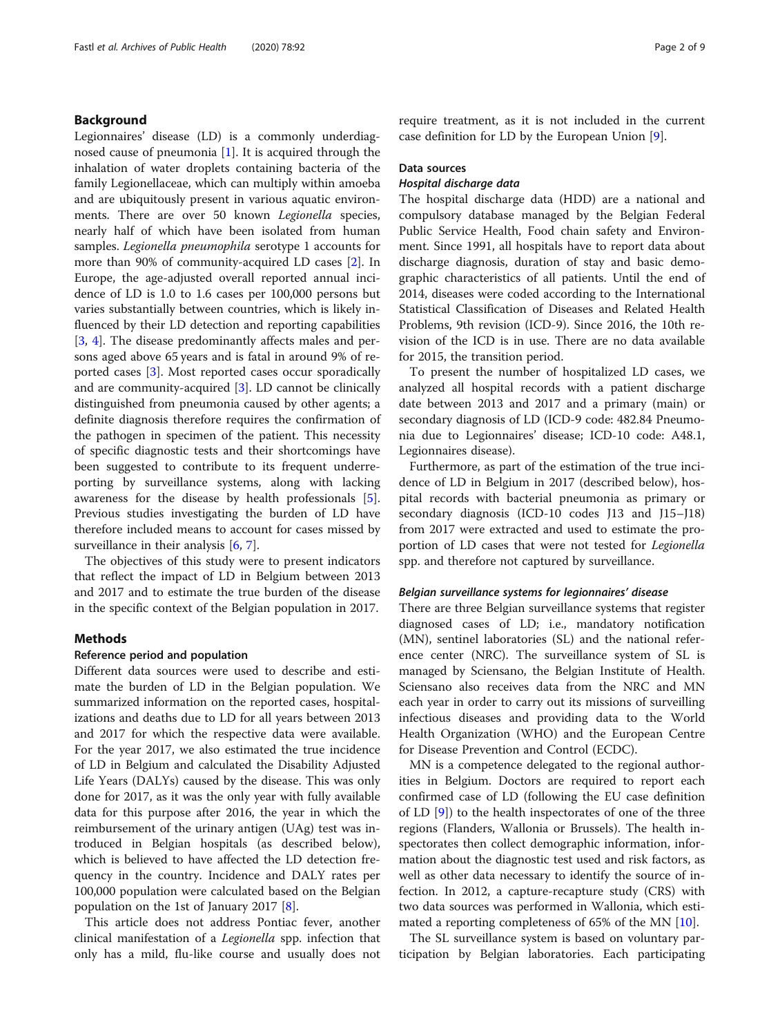## Background

Legionnaires' disease (LD) is a commonly underdiagnosed cause of pneumonia [1]. It is acquired through the inhalation of water droplets containing bacteria of the family Legionellaceae, which can multiply within amoeba and are ubiquitously present in various aquatic environments. There are over 50 known *Legionella* species, nearly half of which have been isolated from human samples. *Legionella pneumophila* serotype 1 accounts for more than 90% of community-acquired LD cases [2]. In Europe, the age-adjusted overall reported annual incidence of LD is 1.0 to 1.6 cases per 100,000 persons but varies substantially between countries, which is likely influenced by their LD detection and reporting capabilities [3, 4]. The disease predominantly affects males and persons aged above 65 years and is fatal in around 9% of reported cases [3]. Most reported cases occur sporadically and are community-acquired [3]. LD cannot be clinically distinguished from pneumonia caused by other agents; a definite diagnosis therefore requires the confirmation of the pathogen in specimen of the patient. This necessity of specific diagnostic tests and their shortcomings have been suggested to contribute to its frequent underreporting by surveillance systems, along with lacking awareness for the disease by health professionals [5]. Previous studies investigating the burden of LD have therefore included means to account for cases missed by surveillance in their analysis [6, 7].

The objectives of this study were to present indicators that reflect the impact of LD in Belgium between 2013 and 2017 and to estimate the true burden of the disease in the specific context of the Belgian population in 2017.

## Methods

### Reference period and population

Different data sources were used to describe and estimate the burden of LD in the Belgian population. We summarized information on the reported cases, hospitalizations and deaths due to LD for all years between 2013 and 2017 for which the respective data were available. For the year 2017, we also estimated the true incidence of LD in Belgium and calculated the Disability Adjusted Life Years (DALYs) caused by the disease. This was only done for 2017, as it was the only year with fully available data for this purpose after 2016, the year in which the reimbursement of the urinary antigen (UAg) test was introduced in Belgian hospitals (as described below), which is believed to have affected the LD detection frequency in the country. Incidence and DALY rates per 100,000 population were calculated based on the Belgian population on the 1st of January 2017 [8].

This article does not address Pontiac fever, another clinical manifestation of a *Legionella* spp. infection that only has a mild, flu-like course and usually does not require treatment, as it is not included in the current case definition for LD by the European Union [9].

### Data sources

#### *Hospital discharge data*

The hospital discharge data (HDD) are a national and compulsory database managed by the Belgian Federal Public Service Health, Food chain safety and Environment. Since 1991, all hospitals have to report data about discharge diagnosis, duration of stay and basic demographic characteristics of all patients. Until the end of 2014, diseases were coded according to the International Statistical Classification of Diseases and Related Health Problems, 9th revision (ICD-9). Since 2016, the 10th revision of the ICD is in use. There are no data available for 2015, the transition period.

To present the number of hospitalized LD cases, we analyzed all hospital records with a patient discharge date between 2013 and 2017 and a primary (main) or secondary diagnosis of LD (ICD-9 code: 482.84 Pneumonia due to Legionnaires' disease; ICD-10 code: A48.1, Legionnaires disease).

Furthermore, as part of the estimation of the true incidence of LD in Belgium in 2017 (described below), hospital records with bacterial pneumonia as primary or secondary diagnosis (ICD-10 codes J13 and J15–J18) from 2017 were extracted and used to estimate the proportion of LD cases that were not tested for *Legionella* spp. and therefore not captured by surveillance.

#### *Belgian surveillance systems for legionnaires' disease*

There are three Belgian surveillance systems that register diagnosed cases of LD; i.e., mandatory notification (MN), sentinel laboratories (SL) and the national reference center (NRC). The surveillance system of SL is managed by Sciensano, the Belgian Institute of Health. Sciensano also receives data from the NRC and MN each year in order to carry out its missions of surveilling infectious diseases and providing data to the World Health Organization (WHO) and the European Centre for Disease Prevention and Control (ECDC).

MN is a competence delegated to the regional authorities in Belgium. Doctors are required to report each confirmed case of LD (following the EU case definition of LD [9]) to the health inspectorates of one of the three regions (Flanders, Wallonia or Brussels). The health inspectorates then collect demographic information, information about the diagnostic test used and risk factors, as well as other data necessary to identify the source of infection. In 2012, a capture-recapture study (CRS) with two data sources was performed in Wallonia, which estimated a reporting completeness of 65% of the MN [10].

The SL surveillance system is based on voluntary participation by Belgian laboratories. Each participating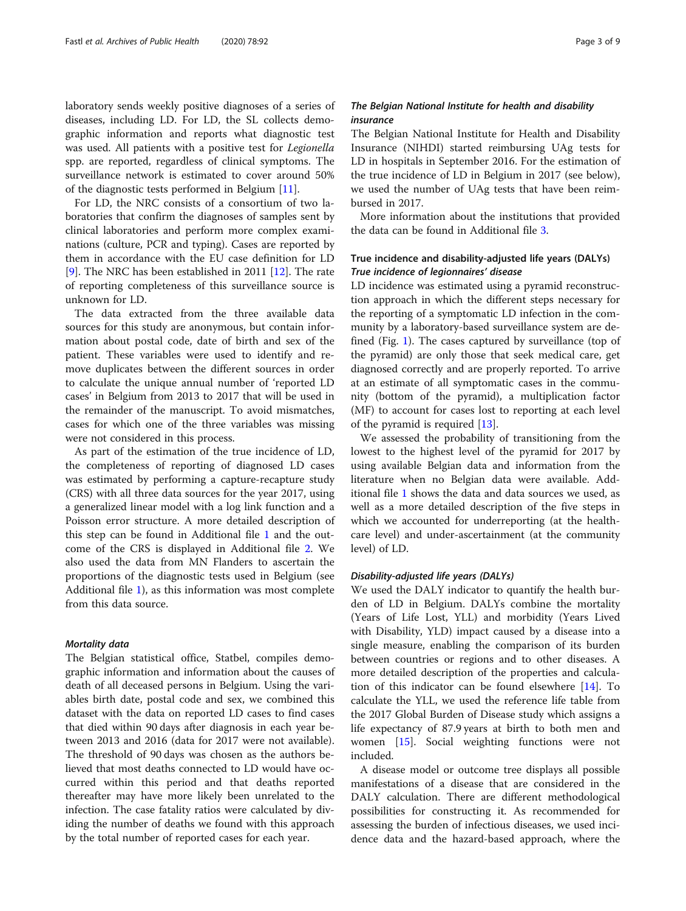laboratory sends weekly positive diagnoses of a series of diseases, including LD. For LD, the SL collects demographic information and reports what diagnostic test was used. All patients with a positive test for *Legionella* spp. are reported, regardless of clinical symptoms. The surveillance network is estimated to cover around 50% of the diagnostic tests performed in Belgium [11].

For LD, the NRC consists of a consortium of two laboratories that confirm the diagnoses of samples sent by clinical laboratories and perform more complex examinations (culture, PCR and typing). Cases are reported by them in accordance with the EU case definition for LD [9]. The NRC has been established in 2011 [12]. The rate of reporting completeness of this surveillance source is unknown for LD.

The data extracted from the three available data sources for this study are anonymous, but contain information about postal code, date of birth and sex of the patient. These variables were used to identify and remove duplicates between the different sources in order to calculate the unique annual number of 'reported LD cases' in Belgium from 2013 to 2017 that will be used in the remainder of the manuscript. To avoid mismatches, cases for which one of the three variables was missing were not considered in this process.

As part of the estimation of the true incidence of LD, the completeness of reporting of diagnosed LD cases was estimated by performing a capture-recapture study (CRS) with all three data sources for the year 2017, using a generalized linear model with a log link function and a Poisson error structure. A more detailed description of this step can be found in Additional file 1 and the outcome of the CRS is displayed in Additional file 2. We also used the data from MN Flanders to ascertain the proportions of the diagnostic tests used in Belgium (see Additional file 1), as this information was most complete from this data source.

#### *Mortality data*

The Belgian statistical office, Statbel, compiles demographic information and information about the causes of death of all deceased persons in Belgium. Using the variables birth date, postal code and sex, we combined this dataset with the data on reported LD cases to find cases that died within 90 days after diagnosis in each year between 2013 and 2016 (data for 2017 were not available). The threshold of 90 days was chosen as the authors believed that most deaths connected to LD would have occurred within this period and that deaths reported thereafter may have more likely been unrelated to the infection. The case fatality ratios were calculated by dividing the number of deaths we found with this approach by the total number of reported cases for each year.

#### *The Belgian National Institute for health and disability insurance*

The Belgian National Institute for Health and Disability Insurance (NIHDI) started reimbursing UAg tests for LD in hospitals in September 2016. For the estimation of the true incidence of LD in Belgium in 2017 (see below), we used the number of UAg tests that have been reimbursed in 2017.

More information about the institutions that provided the data can be found in Additional file 3.

### True incidence and disability-adjusted life years (DALYs)

#### *True incidence of legionnaires' disease*

LD incidence was estimated using a pyramid reconstruction approach in which the different steps necessary for the reporting of a symptomatic LD infection in the community by a laboratory-based surveillance system are defined (Fig. 1). The cases captured by surveillance (top of the pyramid) are only those that seek medical care, get diagnosed correctly and are properly reported. To arrive at an estimate of all symptomatic cases in the community (bottom of the pyramid), a multiplication factor (MF) to account for cases lost to reporting at each level of the pyramid is required [13].

We assessed the probability of transitioning from the lowest to the highest level of the pyramid for 2017 by using available Belgian data and information from the literature when no Belgian data were available. Additional file 1 shows the data and data sources we used, as well as a more detailed description of the five steps in which we accounted for underreporting (at the healthcare level) and under-ascertainment (at the community level) of LD.

#### *Disability-adjusted life years (DALYs)*

We used the DALY indicator to quantify the health burden of LD in Belgium. DALYs combine the mortality (Years of Life Lost, YLL) and morbidity (Years Lived with Disability, YLD) impact caused by a disease into a single measure, enabling the comparison of its burden between countries or regions and to other diseases. A more detailed description of the properties and calculation of this indicator can be found elsewhere [14]. To calculate the YLL, we used the reference life table from the 2017 Global Burden of Disease study which assigns a life expectancy of 87.9 years at birth to both men and women [15]. Social weighting functions were not included.

A disease model or outcome tree displays all possible manifestations of a disease that are considered in the DALY calculation. There are different methodological possibilities for constructing it. As recommended for assessing the burden of infectious diseases, we used incidence data and the hazard-based approach, where the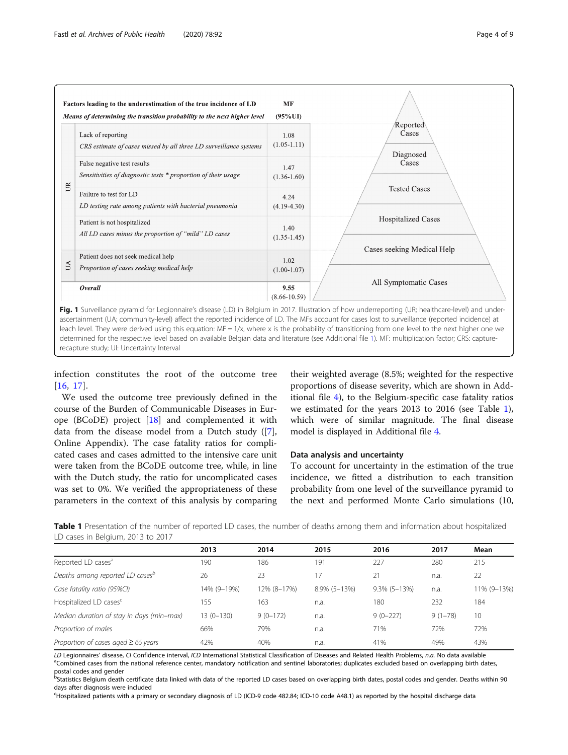| | Factors leading to the underestimation of the true incidence of LD<br>*Means of determining the transition probability to the next higher level* | MF<br>(95%UI) | |
|---|---|---|---|
| UR | Lack of reporting<br>*CRS estimate of cases missed by all three LD surveillance systems* | 1.08<br>(1.05-1.11) | Reported Cases |
| | False negative test results<br>*Sensitivities of diagnostic tests * proportion of their usage* | 1.47<br>(1.36-1.60) | Diagnosed Cases |
| | Failure to test for LD<br>*LD testing rate among patients with bacterial pneumonia* | 4.24<br>(4.19-4.30) | Tested Cases |
| | Patient is not hospitalized<br>*All LD cases minus the proportion of "mild" LD cases* | 1.40<br>(1.35-1.45) | Hospitalized Cases |
| UA | Patient does not seek medical help<br>*Proportion of cases seeking medical help* | 1.02<br>(1.00-1.07) | Cases seeking Medical Help |
| | ***Overall*** | **9.55**<br>(8.66-10.59) | All Symptomatic Cases |

**Fig. 1** Surveillance pyramid for Legionnaire's disease (LD) in Belgium in 2017. Illustration of how underreporting (UR; healthcare-level) and under-ascertainment (UA; community-level) affect the reported incidence of LD. The MFs account for cases lost to surveillance (reported incidence) at leach level. They were derived using this equation: MF = 1/x, where x is the probability of transitioning from one level to the next higher one we determined for the respective level based on available Belgian data and literature (see Additional file 1). MF: multiplication factor; CRS: capture-recapture study; UI: Uncertainty Interval

infection constitutes the root of the outcome tree [16, 17].

We used the outcome tree previously defined in the course of the Burden of Communicable Diseases in Europe (BCoDE) project [18] and complemented it with data from the disease model from a Dutch study ([7], Online Appendix). The case fatality ratios for complicated cases and cases admitted to the intensive care unit were taken from the BCoDE outcome tree, while, in line with the Dutch study, the ratio for uncomplicated cases was set to 0%. We verified the appropriateness of these parameters in the context of this analysis by comparing their weighted average (8.5%; weighted for the respective proportions of disease severity, which are shown in Additional file 4), to the Belgium-specific case fatality ratios we estimated for the years 2013 to 2016 (see Table 1), which were of similar magnitude. The final disease model is displayed in Additional file 4.

### Data analysis and uncertainty

To account for uncertainty in the estimation of the true incidence, we fitted a distribution to each transition probability from one level of the surveillance pyramid to the next and performed Monte Carlo simulations (10,

**Table 1** Presentation of the number of reported LD cases, the number of deaths among them and information about hospitalized LD cases in Belgium, 2013 to 2017

| | 2013 | 2014 | 2015 | 2016 | 2017 | Mean |
|---|---|---|---|---|---|---|
| Reported LD cases[a] | 190 | 186 | 191 | 227 | 280 | 215 |
| *Deaths among reported LD cases*[b] | 26 | 23 | 17 | 21 | n.a. | 22 |
| *Case fatality ratio (95%CI)* | 14% (9–19%) | 12% (8–17%) | 8.9% (5–13%) | 9.3% (5–13%) | n.a. | 11% (9–13%) |
| Hospitalized LD cases[c] | 155 | 163 | n.a. | 180 | 232 | 184 |
| *Median duration of stay in days (min–max)* | 13 (0–130) | 9 (0–172) | n.a. | 9 (0–227) | 9 (1–78) | 10 |
| *Proportion of males* | 66% | 79% | n.a. | 71% | 72% | 72% |
| *Proportion of cases aged ≥ 65 years* | 42% | 40% | n.a. | 41% | 49% | 43% |

*LD* Legionnaires' disease, *CI* Confidence interval, *ICD* International Statistical Classification of Diseases and Related Health Problems, *n.a.* No data available
[a]Combined cases from the national reference center, mandatory notification and sentinel laboratories; duplicates excluded based on overlapping birth dates, postal codes and gender
[b]Statistics Belgium death certificate data linked with data of the reported LD cases based on overlapping birth dates, postal codes and gender. Deaths within 90 days after diagnosis were included
[c]Hospitalized patients with a primary or secondary diagnosis of LD (ICD-9 code 482.84; ICD-10 code A48.1) as reported by the hospital discharge data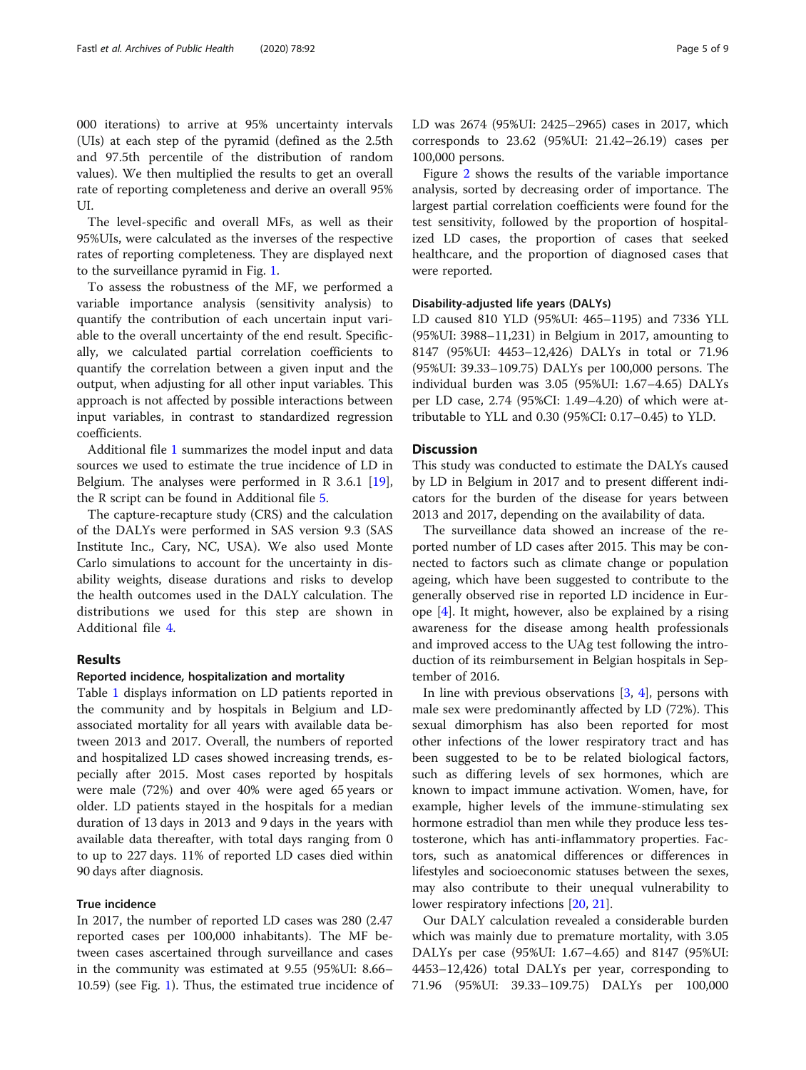000 iterations) to arrive at 95% uncertainty intervals (UIs) at each step of the pyramid (defined as the 2.5th and 97.5th percentile of the distribution of random values). We then multiplied the results to get an overall rate of reporting completeness and derive an overall 95% UI.

The level-specific and overall MFs, as well as their 95%UIs, were calculated as the inverses of the respective rates of reporting completeness. They are displayed next to the surveillance pyramid in Fig. 1.

To assess the robustness of the MF, we performed a variable importance analysis (sensitivity analysis) to quantify the contribution of each uncertain input variable to the overall uncertainty of the end result. Specifically, we calculated partial correlation coefficients to quantify the correlation between a given input and the output, when adjusting for all other input variables. This approach is not affected by possible interactions between input variables, in contrast to standardized regression coefficients.

Additional file 1 summarizes the model input and data sources we used to estimate the true incidence of LD in Belgium. The analyses were performed in R 3.6.1 [19], the R script can be found in Additional file 5.

The capture-recapture study (CRS) and the calculation of the DALYs were performed in SAS version 9.3 (SAS Institute Inc., Cary, NC, USA). We also used Monte Carlo simulations to account for the uncertainty in disability weights, disease durations and risks to develop the health outcomes used in the DALY calculation. The distributions we used for this step are shown in Additional file 4.

## Results

### Reported incidence, hospitalization and mortality

Table 1 displays information on LD patients reported in the community and by hospitals in Belgium and LD-associated mortality for all years with available data between 2013 and 2017. Overall, the numbers of reported and hospitalized LD cases showed increasing trends, especially after 2015. Most cases reported by hospitals were male (72%) and over 40% were aged 65 years or older. LD patients stayed in the hospitals for a median duration of 13 days in 2013 and 9 days in the years with available data thereafter, with total days ranging from 0 to up to 227 days. 11% of reported LD cases died within 90 days after diagnosis.

### True incidence

In 2017, the number of reported LD cases was 280 (2.47 reported cases per 100,000 inhabitants). The MF between cases ascertained through surveillance and cases in the community was estimated at 9.55 (95%UI: 8.66–10.59) (see Fig. 1). Thus, the estimated true incidence of LD was 2674 (95%UI: 2425–2965) cases in 2017, which corresponds to 23.62 (95%UI: 21.42–26.19) cases per 100,000 persons.

Figure 2 shows the results of the variable importance analysis, sorted by decreasing order of importance. The largest partial correlation coefficients were found for the test sensitivity, followed by the proportion of hospitalized LD cases, the proportion of cases that seeked healthcare, and the proportion of diagnosed cases that were reported.

### Disability-adjusted life years (DALYs)

LD caused 810 YLD (95%UI: 465–1195) and 7336 YLL (95%UI: 3988–11,231) in Belgium in 2017, amounting to 8147 (95%UI: 4453–12,426) DALYs in total or 71.96 (95%UI: 39.33–109.75) DALYs per 100,000 persons. The individual burden was 3.05 (95%UI: 1.67–4.65) DALYs per LD case, 2.74 (95%CI: 1.49–4.20) of which were attributable to YLL and 0.30 (95%CI: 0.17–0.45) to YLD.

## Discussion

This study was conducted to estimate the DALYs caused by LD in Belgium in 2017 and to present different indicators for the burden of the disease for years between 2013 and 2017, depending on the availability of data.

The surveillance data showed an increase of the reported number of LD cases after 2015. This may be connected to factors such as climate change or population ageing, which have been suggested to contribute to the generally observed rise in reported LD incidence in Europe [4]. It might, however, also be explained by a rising awareness for the disease among health professionals and improved access to the UAg test following the introduction of its reimbursement in Belgian hospitals in September of 2016.

In line with previous observations [3, 4], persons with male sex were predominantly affected by LD (72%). This sexual dimorphism has also been reported for most other infections of the lower respiratory tract and has been suggested to be to be related biological factors, such as differing levels of sex hormones, which are known to impact immune activation. Women, have, for example, higher levels of the immune-stimulating sex hormone estradiol than men while they produce less testosterone, which has anti-inflammatory properties. Factors, such as anatomical differences or differences in lifestyles and socioeconomic statuses between the sexes, may also contribute to their unequal vulnerability to lower respiratory infections [20, 21].

Our DALY calculation revealed a considerable burden which was mainly due to premature mortality, with 3.05 DALYs per case (95%UI: 1.67–4.65) and 8147 (95%UI: 4453–12,426) total DALYs per year, corresponding to 71.96 (95%UI: 39.33–109.75) DALYs per 100,000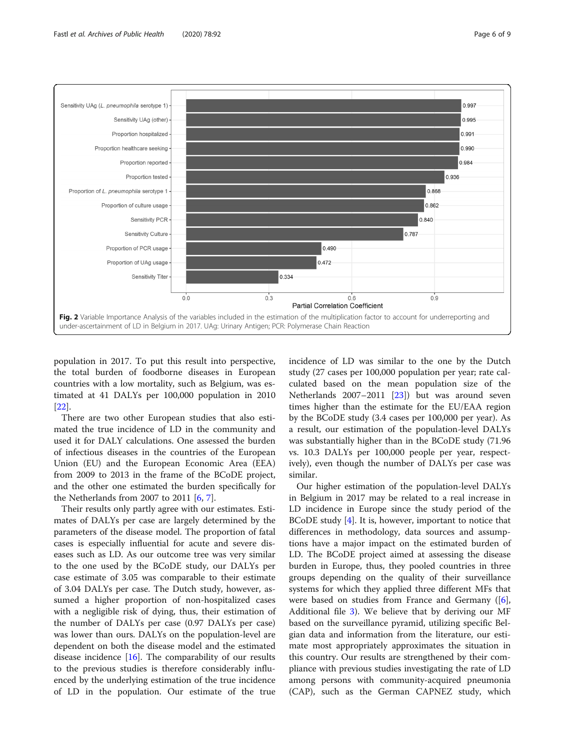Sensitivity UAg (*L. pneumophila* serotype 1) 0.997
Sensitivity UAg (other) 0.995
Proportion hospitalized 0.991
Proportion healthcare seeking 0.990
Proportion reported 0.984
Proportion tested 0.936
Proportion of *L. pneumophila* serotype 1 0.868
Proportion of culture usage 0.862
Sensitivity PCR 0.840
Sensitivity Culture 0.787
Proportion of PCR usage 0.490
Proportion of UAg usage 0.472
Sensitivity Titer 0.334

0.0 0.3 0.6 0.9
Partial Correlation Coefficient

**Fig. 2** Variable Importance Analysis of the variables included in the estimation of the multiplication factor to account for underreporting and under-ascertainment of LD in Belgium in 2017. UAg: Urinary Antigen; PCR: Polymerase Chain Reaction

population in 2017. To put this result into perspective, the total burden of foodborne diseases in European countries with a low mortality, such as Belgium, was estimated at 41 DALYs per 100,000 population in 2010 [22].

There are two other European studies that also estimated the true incidence of LD in the community and used it for DALY calculations. One assessed the burden of infectious diseases in the countries of the European Union (EU) and the European Economic Area (EEA) from 2009 to 2013 in the frame of the BCoDE project, and the other one estimated the burden specifically for the Netherlands from 2007 to 2011 [6, 7].

Their results only partly agree with our estimates. Estimates of DALYs per case are largely determined by the parameters of the disease model. The proportion of fatal cases is especially influential for acute and severe diseases such as LD. As our outcome tree was very similar to the one used by the BCoDE study, our DALYs per case estimate of 3.05 was comparable to their estimate of 3.04 DALYs per case. The Dutch study, however, assumed a higher proportion of non-hospitalized cases with a negligible risk of dying, thus, their estimation of the number of DALYs per case (0.97 DALYs per case) was lower than ours. DALYs on the population-level are dependent on both the disease model and the estimated disease incidence [16]. The comparability of our results to the previous studies is therefore considerably influenced by the underlying estimation of the true incidence of LD in the population. Our estimate of the true incidence of LD was similar to the one by the Dutch study (27 cases per 100,000 population per year; rate calculated based on the mean population size of the Netherlands 2007–2011 [23]) but was around seven times higher than the estimate for the EU/EAA region by the BCoDE study (3.4 cases per 100,000 per year). As a result, our estimation of the population-level DALYs was substantially higher than in the BCoDE study (71.96 vs. 10.3 DALYs per 100,000 people per year, respectively), even though the number of DALYs per case was similar.

Our higher estimation of the population-level DALYs in Belgium in 2017 may be related to a real increase in LD incidence in Europe since the study period of the BCoDE study [4]. It is, however, important to notice that differences in methodology, data sources and assumptions have a major impact on the estimated burden of LD. The BCoDE project aimed at assessing the disease burden in Europe, thus, they pooled countries in three groups depending on the quality of their surveillance systems for which they applied three different MFs that were based on studies from France and Germany ([6], Additional file 3). We believe that by deriving our MF based on the surveillance pyramid, utilizing specific Belgian data and information from the literature, our estimate most appropriately approximates the situation in this country. Our results are strengthened by their compliance with previous studies investigating the rate of LD among persons with community-acquired pneumonia (CAP), such as the German CAPNEZ study, which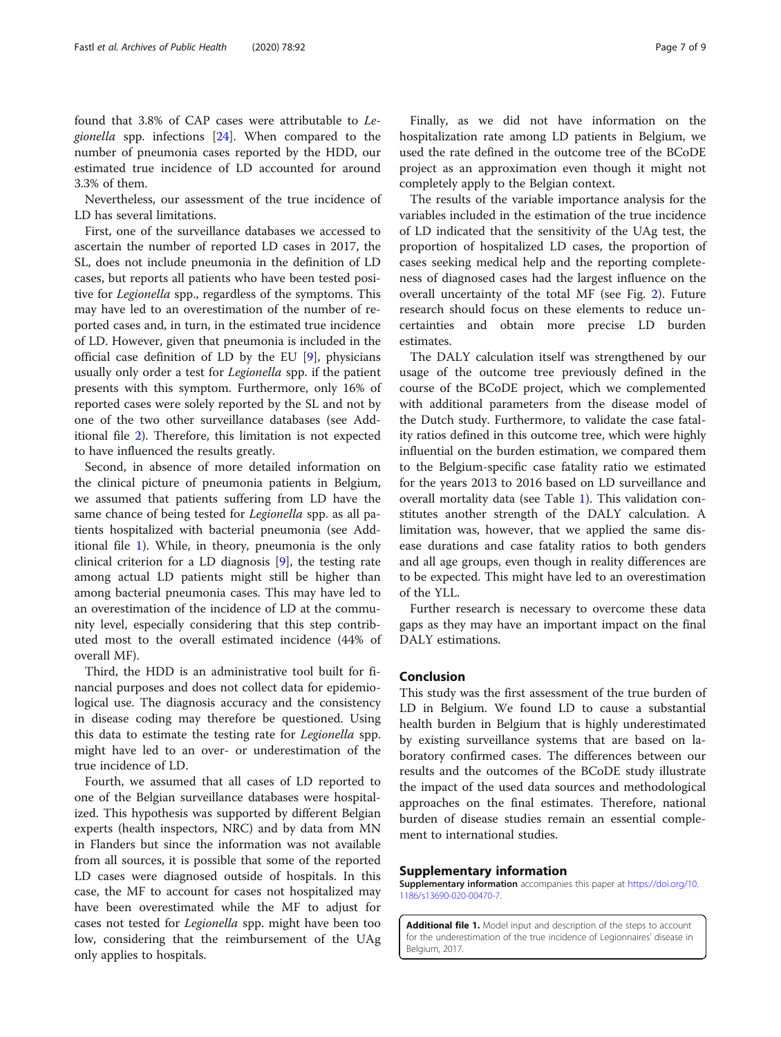found that 3.8% of CAP cases were attributable to *Legionella* spp. infections [24]. When compared to the number of pneumonia cases reported by the HDD, our estimated true incidence of LD accounted for around 3.3% of them.

Nevertheless, our assessment of the true incidence of LD has several limitations.

First, one of the surveillance databases we accessed to ascertain the number of reported LD cases in 2017, the SL, does not include pneumonia in the definition of LD cases, but reports all patients who have been tested positive for *Legionella* spp., regardless of the symptoms. This may have led to an overestimation of the number of reported cases and, in turn, in the estimated true incidence of LD. However, given that pneumonia is included in the official case definition of LD by the EU [9], physicians usually only order a test for *Legionella* spp. if the patient presents with this symptom. Furthermore, only 16% of reported cases were solely reported by the SL and not by one of the two other surveillance databases (see Additional file 2). Therefore, this limitation is not expected to have influenced the results greatly.

Second, in absence of more detailed information on the clinical picture of pneumonia patients in Belgium, we assumed that patients suffering from LD have the same chance of being tested for *Legionella* spp. as all patients hospitalized with bacterial pneumonia (see Additional file 1). While, in theory, pneumonia is the only clinical criterion for a LD diagnosis [9], the testing rate among actual LD patients might still be higher than among bacterial pneumonia cases. This may have led to an overestimation of the incidence of LD at the community level, especially considering that this step contributed most to the overall estimated incidence (44% of overall MF).

Third, the HDD is an administrative tool built for financial purposes and does not collect data for epidemiological use. The diagnosis accuracy and the consistency in disease coding may therefore be questioned. Using this data to estimate the testing rate for *Legionella* spp. might have led to an over- or underestimation of the true incidence of LD.

Fourth, we assumed that all cases of LD reported to one of the Belgian surveillance databases were hospitalized. This hypothesis was supported by different Belgian experts (health inspectors, NRC) and by data from MN in Flanders but since the information was not available from all sources, it is possible that some of the reported LD cases were diagnosed outside of hospitals. In this case, the MF to account for cases not hospitalized may have been overestimated while the MF to adjust for cases not tested for *Legionella* spp. might have been too low, considering that the reimbursement of the UAg only applies to hospitals.

Finally, as we did not have information on the hospitalization rate among LD patients in Belgium, we used the rate defined in the outcome tree of the BCoDE project as an approximation even though it might not completely apply to the Belgian context.

The results of the variable importance analysis for the variables included in the estimation of the true incidence of LD indicated that the sensitivity of the UAg test, the proportion of hospitalized LD cases, the proportion of cases seeking medical help and the reporting completeness of diagnosed cases had the largest influence on the overall uncertainty of the total MF (see Fig. 2). Future research should focus on these elements to reduce uncertainties and obtain more precise LD burden estimates.

The DALY calculation itself was strengthened by our usage of the outcome tree previously defined in the course of the BCoDE project, which we complemented with additional parameters from the disease model of the Dutch study. Furthermore, to validate the case fatality ratios defined in this outcome tree, which were highly influential on the burden estimation, we compared them to the Belgium-specific case fatality ratio we estimated for the years 2013 to 2016 based on LD surveillance and overall mortality data (see Table 1). This validation constitutes another strength of the DALY calculation. A limitation was, however, that we applied the same disease durations and case fatality ratios to both genders and all age groups, even though in reality differences are to be expected. This might have led to an overestimation of the YLL.

Further research is necessary to overcome these data gaps as they may have an important impact on the final DALY estimations.

## Conclusion

This study was the first assessment of the true burden of LD in Belgium. We found LD to cause a substantial health burden in Belgium that is highly underestimated by existing surveillance systems that are based on laboratory confirmed cases. The differences between our results and the outcomes of the BCoDE study illustrate the impact of the used data sources and methodological approaches on the final estimates. Therefore, national burden of disease studies remain an essential complement to international studies.

## Supplementary information

**Supplementary information** accompanies this paper at https://doi.org/10.1186/s13690-020-00470-7.

**Additional file 1.** Model input and description of the steps to account for the underestimation of the true incidence of Legionnaires' disease in Belgium, 2017.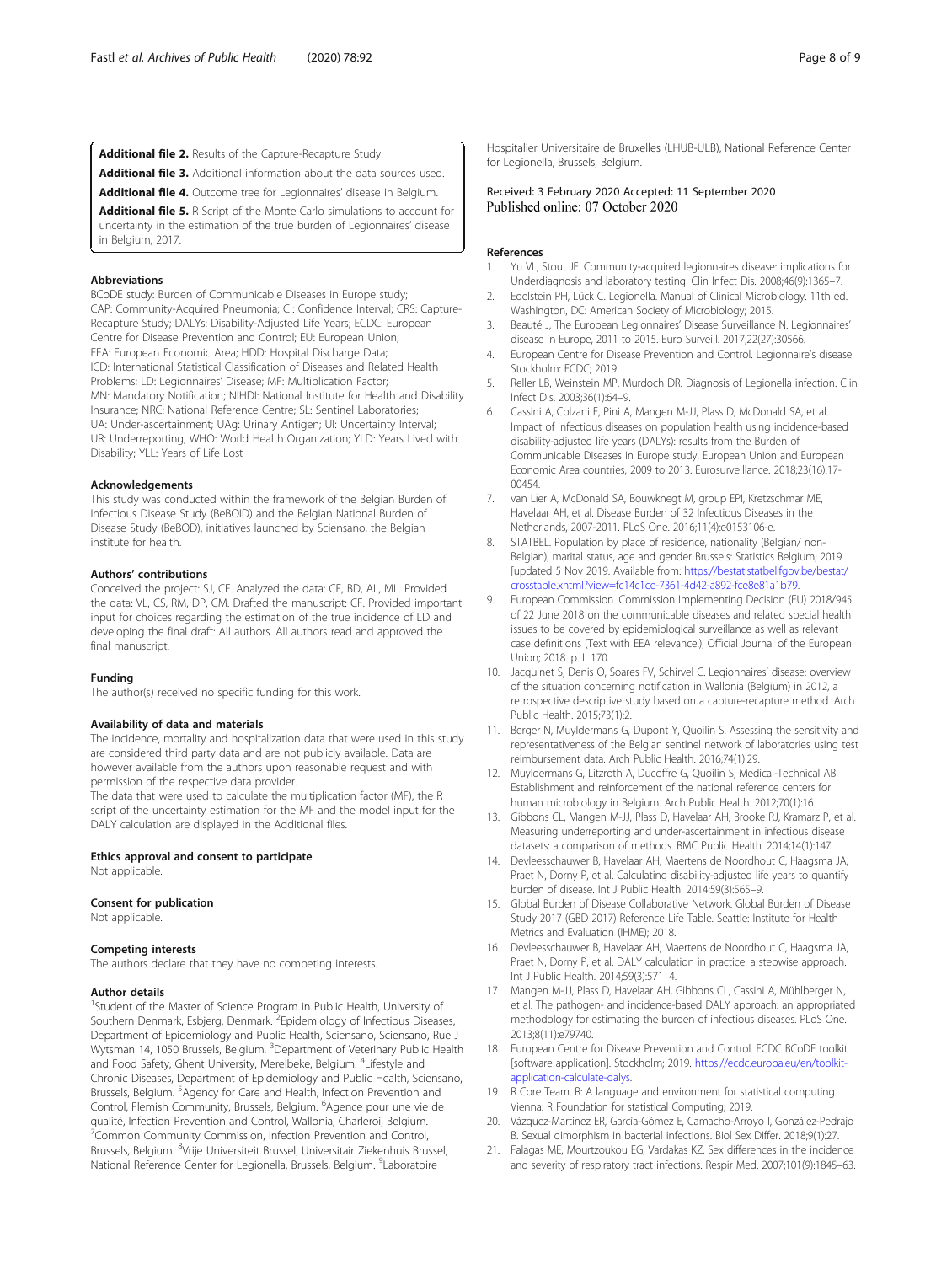**Additional file 2.** Results of the Capture-Recapture Study.

**Additional file 3.** Additional information about the data sources used.

**Additional file 4.** Outcome tree for Legionnaires' disease in Belgium.

**Additional file 5.** R Script of the Monte Carlo simulations to account for uncertainty in the estimation of the true burden of Legionnaires' disease in Belgium, 2017.

### Abbreviations

BCoDE study: Burden of Communicable Diseases in Europe study; CAP: Community-Acquired Pneumonia; CI: Confidence Interval; CRS: Capture-Recapture Study; DALYs: Disability-Adjusted Life Years; ECDC: European Centre for Disease Prevention and Control; EU: European Union; EEA: European Economic Area; HDD: Hospital Discharge Data; ICD: International Statistical Classification of Diseases and Related Health Problems; LD: Legionnaires' Disease; MF: Multiplication Factor; MN: Mandatory Notification; NIHDI: National Institute for Health and Disability Insurance; NRC: National Reference Centre; SL: Sentinel Laboratories; UA: Under-ascertainment; UAg: Urinary Antigen; UI: Uncertainty Interval; UR: Underreporting; WHO: World Health Organization; YLD: Years Lived with Disability; YLL: Years of Life Lost

### Acknowledgements

This study was conducted within the framework of the Belgian Burden of Infectious Disease Study (BeBOID) and the Belgian National Burden of Disease Study (BeBOD), initiatives launched by Sciensano, the Belgian institute for health.

### Authors' contributions

Conceived the project: SJ, CF. Analyzed the data: CF, BD, AL, ML. Provided the data: VL, CS, RM, DP, CM. Drafted the manuscript: CF. Provided important input for choices regarding the estimation of the true incidence of LD and developing the final draft: All authors. All authors read and approved the final manuscript.

### Funding

The author(s) received no specific funding for this work.

### Availability of data and materials

The incidence, mortality and hospitalization data that were used in this study are considered third party data and are not publicly available. Data are however available from the authors upon reasonable request and with permission of the respective data provider.

The data that were used to calculate the multiplication factor (MF), the R script of the uncertainty estimation for the MF and the model input for the DALY calculation are displayed in the Additional files.

### Ethics approval and consent to participate

Not applicable.

### Consent for publication

Not applicable.

### Competing interests

The authors declare that they have no competing interests.

### Author details

[1]Student of the Master of Science Program in Public Health, University of Southern Denmark, Esbjerg, Denmark. [2]Epidemiology of Infectious Diseases, Department of Epidemiology and Public Health, Sciensano, Sciensano, Rue J Wytsman 14, 1050 Brussels, Belgium. [3]Department of Veterinary Public Health and Food Safety, Ghent University, Merelbeke, Belgium. [4]Lifestyle and Chronic Diseases, Department of Epidemiology and Public Health, Sciensano, Brussels, Belgium. [5]Agency for Care and Health, Infection Prevention and Control, Flemish Community, Brussels, Belgium. [6]Agence pour une vie de qualité, Infection Prevention and Control, Wallonia, Charleroi, Belgium. [7]Common Community Commission, Infection Prevention and Control, Brussels, Belgium. [8]Vrije Universiteit Brussel, Universitair Ziekenhuis Brussel, National Reference Center for Legionella, Brussels, Belgium. [9]Laboratoire Hospitalier Universitaire de Bruxelles (LHUB-ULB), National Reference Center for Legionella, Brussels, Belgium.

Received: 3 February 2020 Accepted: 11 September 2020
Published online: 07 October 2020

### References

1. Yu VL, Stout JE. Community-acquired legionnaires disease: implications for Underdiagnosis and laboratory testing. Clin Infect Dis. 2008;46(9):1365–7.
2. Edelstein PH, Lück C. Legionella. Manual of Clinical Microbiology. 11th ed. Washington, DC: American Society of Microbiology; 2015.
3. Beauté J, The European Legionnaires' Disease Surveillance N. Legionnaires' disease in Europe, 2011 to 2015. Euro Surveill. 2017;22(27):30566.
4. European Centre for Disease Prevention and Control. Legionnaire's disease. Stockholm: ECDC; 2019.
5. Reller LB, Weinstein MP, Murdoch DR. Diagnosis of Legionella infection. Clin Infect Dis. 2003;36(1):64–9.
6. Cassini A, Colzani E, Pini A, Mangen M-JJ, Plass D, McDonald SA, et al. Impact of infectious diseases on population health using incidence-based disability-adjusted life years (DALYs): results from the Burden of Communicable Diseases in Europe study, European Union and European Economic Area countries, 2009 to 2013. Eurosurveillance. 2018;23(16):17-00454.
7. van Lier A, McDonald SA, Bouwknegt M, group EPI, Kretzschmar ME, Havelaar AH, et al. Disease Burden of 32 Infectious Diseases in the Netherlands, 2007-2011. PLoS One. 2016;11(4):e0153106-e.
8. STATBEL. Population by place of residence, nationality (Belgian/ non-Belgian), marital status, age and gender Brussels: Statistics Belgium; 2019 [updated 5 Nov 2019. Available from: https://bestat.statbel.fgov.be/bestat/crosstable.xhtml?view=fc14c1ce-7361-4d42-a892-fce8e81a1b79.
9. European Commission. Commission Implementing Decision (EU) 2018/945 of 22 June 2018 on the communicable diseases and related special health issues to be covered by epidemiological surveillance as well as relevant case definitions (Text with EEA relevance.), Official Journal of the European Union; 2018. p. L 170.
10. Jacquinet S, Denis O, Soares FV, Schirvel C. Legionnaires' disease: overview of the situation concerning notification in Wallonia (Belgium) in 2012, a retrospective descriptive study based on a capture-recapture method. Arch Public Health. 2015;73(1):2.
11. Berger N, Muyldermans G, Dupont Y, Quoilin S. Assessing the sensitivity and representativeness of the Belgian sentinel network of laboratories using test reimbursement data. Arch Public Health. 2016;74(1):29.
12. Muyldermans G, Litzroth A, Ducoffre G, Quoilin S, Medical-Technical AB. Establishment and reinforcement of the national reference centers for human microbiology in Belgium. Arch Public Health. 2012;70(1):16.
13. Gibbons CL, Mangen M-JJ, Plass D, Havelaar AH, Brooke RJ, Kramarz P, et al. Measuring underreporting and under-ascertainment in infectious disease datasets: a comparison of methods. BMC Public Health. 2014;14(1):147.
14. Devleesschauwer B, Havelaar AH, Maertens de Noordhout C, Haagsma JA, Praet N, Dorny P, et al. Calculating disability-adjusted life years to quantify burden of disease. Int J Public Health. 2014;59(3):565–9.
15. Global Burden of Disease Collaborative Network. Global Burden of Disease Study 2017 (GBD 2017) Reference Life Table. Seattle: Institute for Health Metrics and Evaluation (IHME); 2018.
16. Devleesschauwer B, Havelaar AH, Maertens de Noordhout C, Haagsma JA, Praet N, Dorny P, et al. DALY calculation in practice: a stepwise approach. Int J Public Health. 2014;59(3):571–4.
17. Mangen M-JJ, Plass D, Havelaar AH, Gibbons CL, Cassini A, Mühlberger N, et al. The pathogen- and incidence-based DALY approach: an appropriated methodology for estimating the burden of infectious diseases. PLoS One. 2013;8(11):e79740.
18. European Centre for Disease Prevention and Control. ECDC BCoDE toolkit [software application]. Stockholm; 2019. https://ecdc.europa.eu/en/toolkit-application-calculate-dalys.
19. R Core Team. R: A language and environment for statistical computing. Vienna: R Foundation for statistical Computing; 2019.
20. Vázquez-Martínez ER, García-Gómez E, Camacho-Arroyo I, González-Pedrajo B. Sexual dimorphism in bacterial infections. Biol Sex Differ. 2018;9(1):27.
21. Falagas ME, Mourtzoukou EG, Vardakas KZ. Sex differences in the incidence and severity of respiratory tract infections. Respir Med. 2007;101(9):1845–63.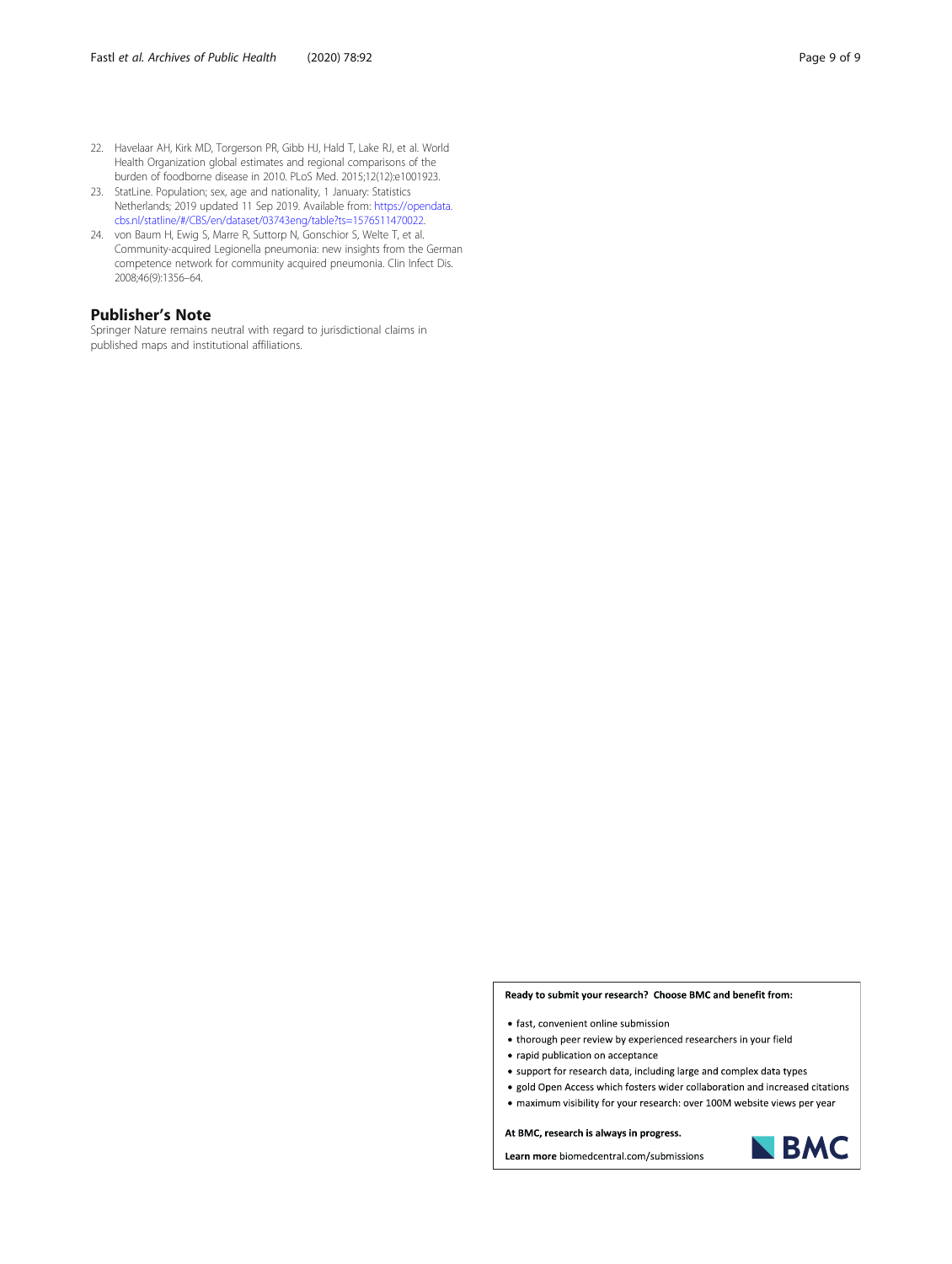22. Havelaar AH, Kirk MD, Torgerson PR, Gibb HJ, Hald T, Lake RJ, et al. World Health Organization global estimates and regional comparisons of the burden of foodborne disease in 2010. PLoS Med. 2015;12(12):e1001923.
23. StatLine. Population; sex, age and nationality, 1 January: Statistics Netherlands; 2019 updated 11 Sep 2019. Available from: https://opendata.cbs.nl/statline/#/CBS/en/dataset/03743eng/table?ts=1576511470022.
24. von Baum H, Ewig S, Marre R, Suttorp N, Gonschior S, Welte T, et al. Community-acquired Legionella pneumonia: new insights from the German competence network for community acquired pneumonia. Clin Infect Dis. 2008;46(9):1356–64.

## Publisher's Note

Springer Nature remains neutral with regard to jurisdictional claims in published maps and institutional affiliations.

**Ready to submit your research? Choose BMC and benefit from:**

- fast, convenient online submission
- thorough peer review by experienced researchers in your field
- rapid publication on acceptance
- support for research data, including large and complex data types
- gold Open Access which fosters wider collaboration and increased citations
- maximum visibility for your research: over 100M website views per year

**At BMC, research is always in progress.**

**Learn more** biomedcentral.com/submissions

BMC